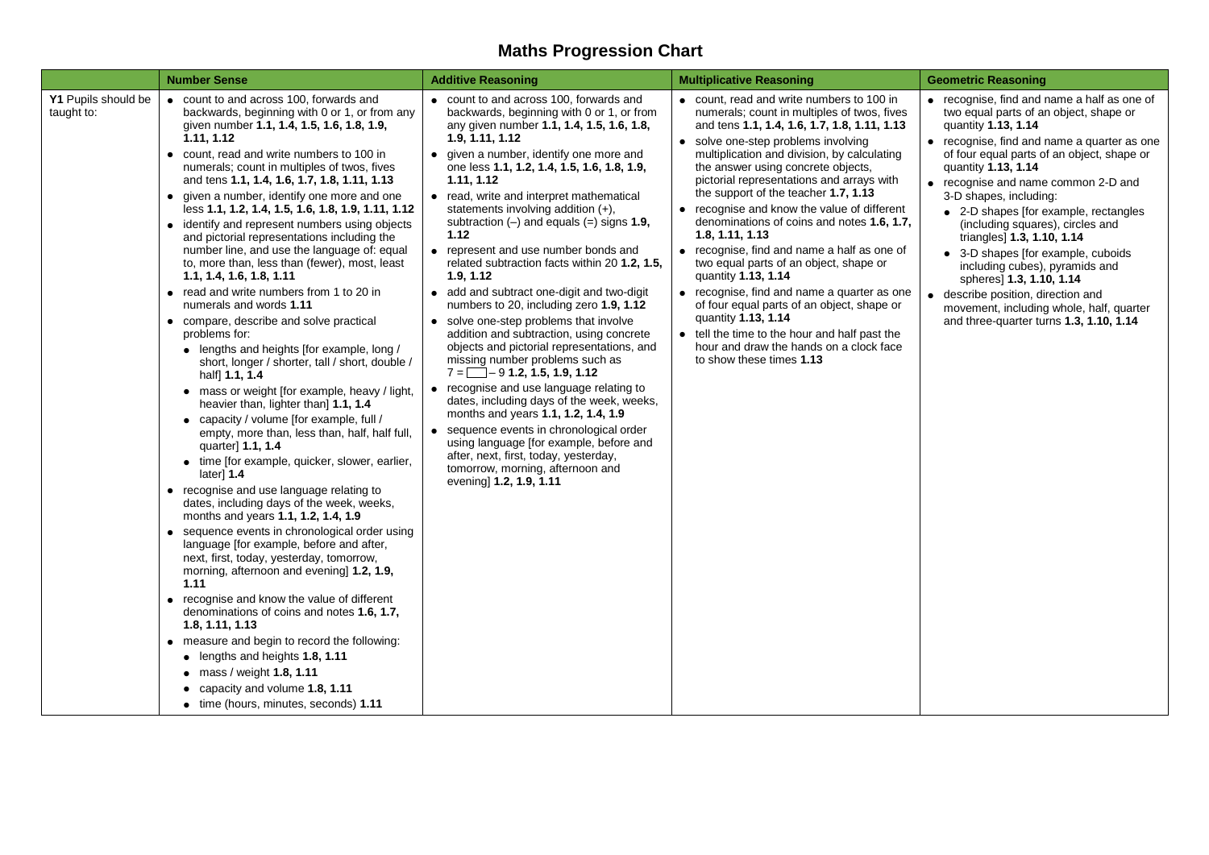# Maths Progression Chart

| | Number Sense | Additive Reasoning | Multiplicative Reasoning | Geometric Reasoning |
|---|---|---|---|---|
| **Y1** Pupils should be taught to: | • count to and across 100, forwards and backwards, beginning with 0 or 1, or from any given number **1.1, 1.4, 1.5, 1.6, 1.8, 1.9, 1.11, 1.12**<br>• count, read and write numbers to 100 in numerals; count in multiples of twos, fives and tens **1.1, 1.4, 1.6, 1.7, 1.8, 1.11, 1.13**<br>• given a number, identify one more and one less **1.1, 1.2, 1.4, 1.5, 1.6, 1.8, 1.9, 1.11, 1.12**<br>• identify and represent numbers using objects and pictorial representations including the number line, and use the language of: equal to, more than, less than (fewer), most, least **1.1, 1.4, 1.6, 1.8, 1.11**<br>• read and write numbers from 1 to 20 in numerals and words **1.11**<br>• compare, describe and solve practical problems for:<br>  • lengths and heights [for example, long / short, longer / shorter, tall / short, double / half] **1.1, 1.4**<br>  • mass or weight [for example, heavy / light, heavier than, lighter than] **1.1, 1.4**<br>  • capacity / volume [for example, full / empty, more than, less than, half, half full, quarter] **1.1, 1.4**<br>  • time [for example, quicker, slower, earlier, later] **1.4**<br>• recognise and use language relating to dates, including days of the week, weeks, months and years **1.1, 1.2, 1.4, 1.9**<br>• sequence events in chronological order using language [for example, before and after, next, first, today, yesterday, tomorrow, morning, afternoon and evening] **1.2, 1.9, 1.11**<br>• recognise and know the value of different denominations of coins and notes **1.6, 1.7, 1.8, 1.11, 1.13**<br>• measure and begin to record the following:<br>  • lengths and heights **1.8, 1.11**<br>  • mass / weight **1.8, 1.11**<br>  • capacity and volume **1.8, 1.11**<br>  • time (hours, minutes, seconds) **1.11** | • count to and across 100, forwards and backwards, beginning with 0 or 1, or from any given number **1.1, 1.4, 1.5, 1.6, 1.8, 1.9, 1.11, 1.12**<br>• given a number, identify one more and one less **1.1, 1.2, 1.4, 1.5, 1.6, 1.8, 1.9, 1.11, 1.12**<br>• read, write and interpret mathematical statements involving addition (+), subtraction (–) and equals (=) signs **1.9, 1.12**<br>• represent and use number bonds and related subtraction facts within 20 **1.2, 1.5, 1.9, 1.12**<br>• add and subtract one-digit and two-digit numbers to 20, including zero **1.9, 1.12**<br>• solve one-step problems that involve addition and subtraction, using concrete objects and pictorial representations, and missing number problems such as $7 = \square - 9$ **1.2, 1.5, 1.9, 1.12**<br>• recognise and use language relating to dates, including days of the week, weeks, months and years **1.1, 1.2, 1.4, 1.9**<br>• sequence events in chronological order using language [for example, before and after, next, first, today, yesterday, tomorrow, morning, afternoon and evening] **1.2, 1.9, 1.11** | • count, read and write numbers to 100 in numerals; count in multiples of twos, fives and tens **1.1, 1.4, 1.6, 1.7, 1.8, 1.11, 1.13**<br>• solve one-step problems involving multiplication and division, by calculating the answer using concrete objects, pictorial representations and arrays with the support of the teacher **1.7, 1.13**<br>• recognise and know the value of different denominations of coins and notes **1.6, 1.7, 1.8, 1.11, 1.13**<br>• recognise, find and name a half as one of two equal parts of an object, shape or quantity **1.13, 1.14**<br>• recognise, find and name a quarter as one of four equal parts of an object, shape or quantity **1.13, 1.14**<br>• tell the time to the hour and half past the hour and draw the hands on a clock face to show these times **1.13** | • recognise, find and name a half as one of two equal parts of an object, shape or quantity **1.13, 1.14**<br>• recognise, find and name a quarter as one of four equal parts of an object, shape or quantity **1.13, 1.14**<br>• recognise and name common 2-D and 3-D shapes, including:<br>  • 2-D shapes [for example, rectangles (including squares), circles and triangles] **1.3, 1.10, 1.14**<br>  • 3-D shapes [for example, cuboids including cubes), pyramids and spheres] **1.3, 1.10, 1.14**<br>• describe position, direction and movement, including whole, half, quarter and three-quarter turns **1.3, 1.10, 1.14** |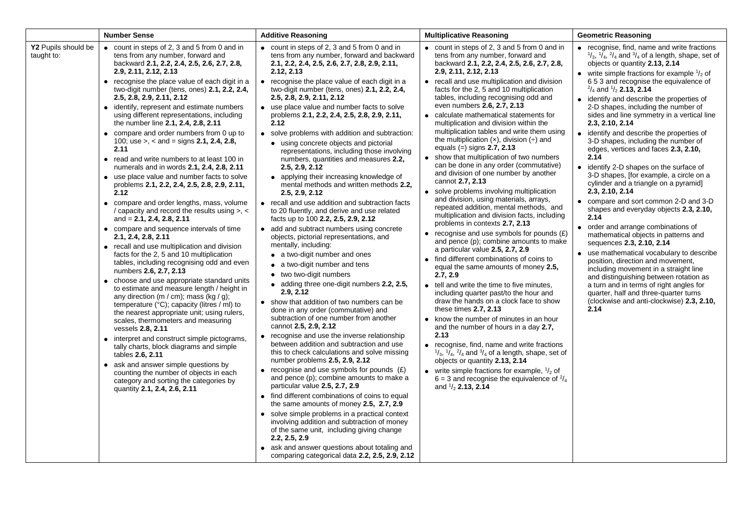| | Number Sense | Additive Reasoning | Multiplicative Reasoning | Geometric Reasoning |
|---|---|---|---|---|
| **Y2** Pupils should be taught to: | • count in steps of 2, 3 and 5 from 0 and in tens from any number, forward and backward **2.1, 2.2, 2.4, 2.5, 2.6, 2.7, 2.8, 2.9, 2.11, 2.12, 2.13**<br>• recognise the place value of each digit in a two-digit number (tens, ones) **2.1, 2.2, 2.4, 2.5, 2.8, 2.9, 2.11, 2.12**<br>• identify, represent and estimate numbers using different representations, including the number line **2.1, 2.4, 2.8, 2.11**<br>• compare and order numbers from 0 up to 100; use >, < and = signs **2.1, 2.4, 2.8, 2.11**<br>• read and write numbers to at least 100 in numerals and in words **2.1, 2.4, 2.8, 2.11**<br>• use place value and number facts to solve problems **2.1, 2.2, 2.4, 2.5, 2.8, 2.9, 2.11, 2.12**<br>• compare and order lengths, mass, volume / capacity and record the results using >, < and = **2.1, 2.4, 2.8, 2.11**<br>• compare and sequence intervals of time **2.1, 2.4, 2.8, 2.11**<br>• recall and use multiplication and division facts for the 2, 5 and 10 multiplication tables, including recognising odd and even numbers **2.6, 2.7, 2.13**<br>• choose and use appropriate standard units to estimate and measure length / height in any direction (m / cm); mass (kg / g); temperature (°C); capacity (litres / ml) to the nearest appropriate unit; using rulers, scales, thermometers and measuring vessels **2.8, 2.11**<br>• interpret and construct simple pictograms, tally charts, block diagrams and simple tables **2.6, 2.11**<br>• ask and answer simple questions by counting the number of objects in each category and sorting the categories by quantity **2.1, 2.4, 2.6, 2.11** | • count in steps of 2, 3 and 5 from 0 and in tens from any number, forward and backward **2.1, 2.2, 2.4, 2.5, 2.6, 2.7, 2.8, 2.9, 2.11, 2.12, 2.13**<br>• recognise the place value of each digit in a two-digit number (tens, ones) **2.1, 2.2, 2.4, 2.5, 2.8, 2.9, 2.11, 2.12**<br>• use place value and number facts to solve problems **2.1, 2.2, 2.4, 2.5, 2.8, 2.9, 2.11, 2.12**<br>• solve problems with addition and subtraction:<br>&nbsp;&nbsp;• using concrete objects and pictorial representations, including those involving numbers, quantities and measures **2.2, 2.5, 2.9, 2.12**<br>&nbsp;&nbsp;• applying their increasing knowledge of mental methods and written methods **2.2, 2.5, 2.9, 2.12**<br>• recall and use addition and subtraction facts to 20 fluently, and derive and use related facts up to 100 **2.2, 2.5, 2.9, 2.12**<br>• add and subtract numbers using concrete objects, pictorial representations, and mentally, including:<br>&nbsp;&nbsp;• a two-digit number and ones<br>&nbsp;&nbsp;• a two-digit number and tens<br>&nbsp;&nbsp;• two two-digit numbers<br>&nbsp;&nbsp;• adding three one-digit numbers **2.2, 2.5, 2.9, 2.12**<br>• show that addition of two numbers can be done in any order (commutative) and subtraction of one number from another cannot **2.5, 2.9, 2.12**<br>• recognise and use the inverse relationship between addition and subtraction and use this to check calculations and solve missing number problems **2.5, 2.9, 2.12**<br>• recognise and use symbols for pounds (£) and pence (p); combine amounts to make a particular value **2.5, 2.7, 2.9**<br>• find different combinations of coins to equal the same amounts of money **2.5, 2.7, 2.9**<br>• solve simple problems in a practical context involving addition and subtraction of money of the same unit, including giving change **2.2, 2.5, 2.9**<br>• ask and answer questions about totaling and comparing categorical data **2.2, 2.5, 2.9, 2.12** | • count in steps of 2, 3 and 5 from 0 and in tens from any number, forward and backward **2.1, 2.2, 2.4, 2.5, 2.6, 2.7, 2.8, 2.9, 2.11, 2.12, 2.13**<br>• recall and use multiplication and division facts for the 2, 5 and 10 multiplication tables, including recognising odd and even numbers **2.6, 2.7, 2.13**<br>• calculate mathematical statements for multiplication and division within the multiplication tables and write them using the multiplication (×), division (÷) and equals (=) signs **2.7, 2.13**<br>• show that multiplication of two numbers can be done in any order (commutative) and division of one number by another cannot **2.7, 2.13**<br>• solve problems involving multiplication and division, using materials, arrays, repeated addition, mental methods, and multiplication and division facts, including problems in contexts **2.7, 2.13**<br>• recognise and use symbols for pounds (£) and pence (p); combine amounts to make a particular value **2.5, 2.7, 2.9**<br>• find different combinations of coins to equal the same amounts of money **2.5, 2.7, 2.9**<br>• tell and write the time to five minutes, including quarter past/to the hour and draw the hands on a clock face to show these times **2.7, 2.13**<br>• know the number of minutes in an hour and the number of hours in a day **2.7, 2.13**<br>• recognise, find, name and write fractions $^1/_3$, $^1/_4$, $^2/_4$ and $^3/_4$ of a length, shape, set of objects or quantity **2.13, 2.14**<br>• write simple fractions for example, $^1/_2$ of 6 = 3 and recognise the equivalence of $^2/_4$ and $^1/_2$ **2.13, 2.14** | • recognise, find, name and write fractions $^1/_3$, $^1/_4$, $^2/_4$ and $^3/_4$ of a length, shape, set of objects or quantity **2.13, 2.14**<br>• write simple fractions for example $^1/_2$ of 6 5 3 and recognise the equivalence of $^2/_4$ and $^1/_2$ **2.13, 2.14**<br>• identify and describe the properties of 2-D shapes, including the number of sides and line symmetry in a vertical line **2.3, 2.10, 2.14**<br>• identify and describe the properties of 3-D shapes, including the number of edges, vertices and faces **2.3, 2.10, 2.14**<br>• identify 2-D shapes on the surface of 3-D shapes, [for example, a circle on a cylinder and a triangle on a pyramid] **2.3, 2.10, 2.14**<br>• compare and sort common 2-D and 3-D shapes and everyday objects **2.3, 2.10, 2.14**<br>• order and arrange combinations of mathematical objects in patterns and sequences **2.3, 2.10, 2.14**<br>• use mathematical vocabulary to describe position, direction and movement, including movement in a straight line and distinguishing between rotation as a turn and in terms of right angles for quarter, half and three-quarter turns (clockwise and anti-clockwise) **2.3, 2.10, 2.14** |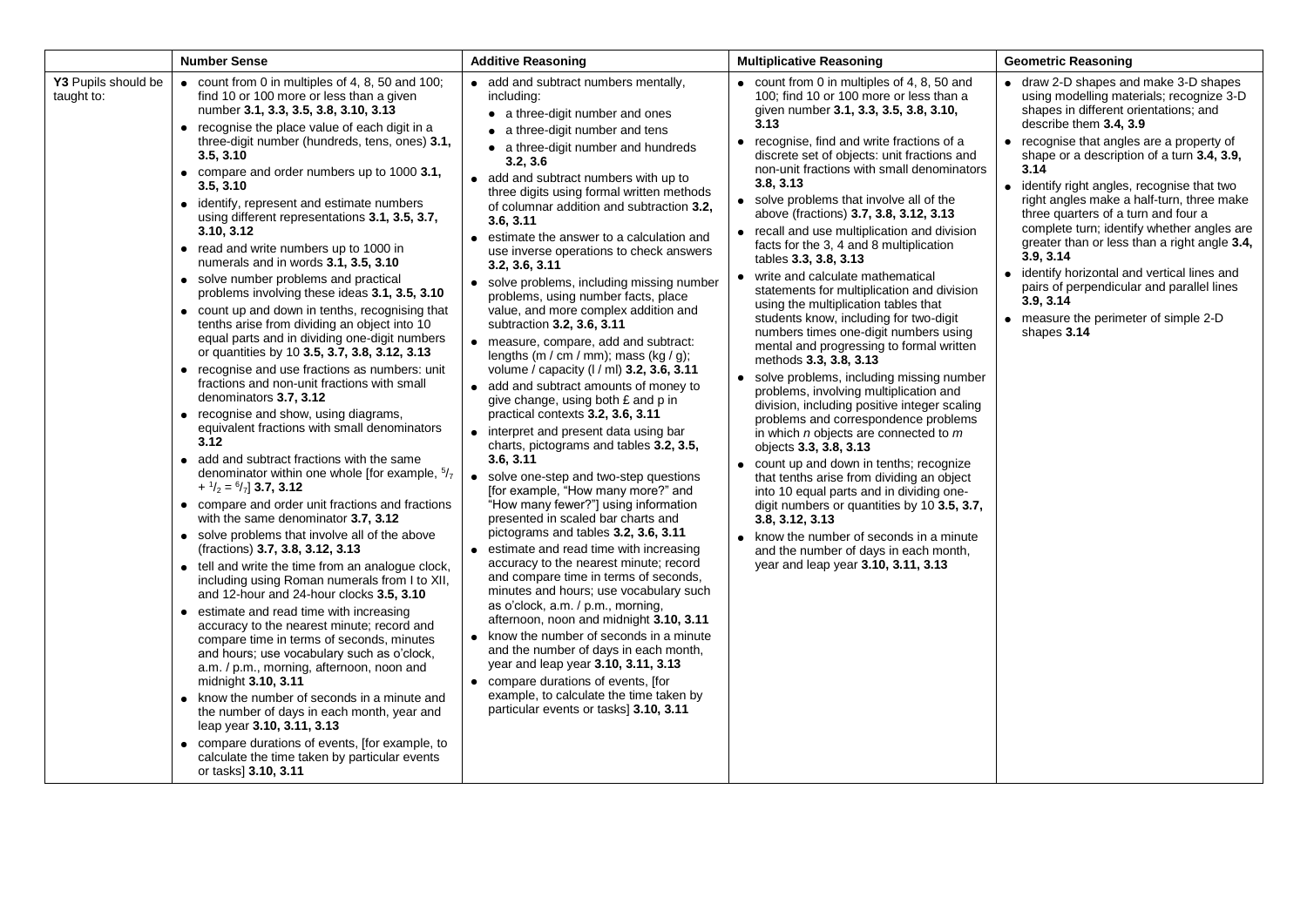| | Number Sense | Additive Reasoning | Multiplicative Reasoning | Geometric Reasoning |
|---|---|---|---|---|
| **Y3** Pupils should be taught to: | • count from 0 in multiples of 4, 8, 50 and 100; find 10 or 100 more or less than a given number **3.1, 3.3, 3.5, 3.8, 3.10, 3.13**<br>• recognise the place value of each digit in a three-digit number (hundreds, tens, ones) **3.1, 3.5, 3.10**<br>• compare and order numbers up to 1000 **3.1, 3.5, 3.10**<br>• identify, represent and estimate numbers using different representations **3.1, 3.5, 3.7, 3.10, 3.12**<br>• read and write numbers up to 1000 in numerals and in words **3.1, 3.5, 3.10**<br>• solve number problems and practical problems involving these ideas **3.1, 3.5, 3.10**<br>• count up and down in tenths, recognising that tenths arise from dividing an object into 10 equal parts and in dividing one-digit numbers or quantities by 10 **3.5, 3.7, 3.8, 3.12, 3.13**<br>• recognise and use fractions as numbers: unit fractions and non-unit fractions with small denominators **3.7, 3.12**<br>• recognise and show, using diagrams, equivalent fractions with small denominators **3.12**<br>• add and subtract fractions with the same denominator within one whole [for example, $^5/_7 + ^1/_2 = ^6/_7$] **3.7, 3.12**<br>• compare and order unit fractions and fractions with the same denominator **3.7, 3.12**<br>• solve problems that involve all of the above (fractions) **3.7, 3.8, 3.12, 3.13**<br>• tell and write the time from an analogue clock, including using Roman numerals from I to XII, and 12-hour and 24-hour clocks **3.5, 3.10**<br>• estimate and read time with increasing accuracy to the nearest minute; record and compare time in terms of seconds, minutes and hours; use vocabulary such as o'clock, a.m. / p.m., morning, afternoon, noon and midnight **3.10, 3.11**<br>• know the number of seconds in a minute and the number of days in each month, year and leap year **3.10, 3.11, 3.13**<br>• compare durations of events, [for example, to calculate the time taken by particular events or tasks] **3.10, 3.11** | • add and subtract numbers mentally, including:<br>  • a three-digit number and ones<br>  • a three-digit number and tens<br>  • a three-digit number and hundreds **3.2, 3.6**<br>• add and subtract numbers with up to three digits using formal written methods of columnar addition and subtraction **3.2, 3.6, 3.11**<br>• estimate the answer to a calculation and use inverse operations to check answers **3.2, 3.6, 3.11**<br>• solve problems, including missing number problems, using number facts, place value, and more complex addition and subtraction **3.2, 3.6, 3.11**<br>• measure, compare, add and subtract: lengths (m / cm / mm); mass (kg / g); volume / capacity (l / ml) **3.2, 3.6, 3.11**<br>• add and subtract amounts of money to give change, using both £ and p in practical contexts **3.2, 3.6, 3.11**<br>• interpret and present data using bar charts, pictograms and tables **3.2, 3.5, 3.6, 3.11**<br>• solve one-step and two-step questions [for example, "How many more?" and "How many fewer?"] using information presented in scaled bar charts and pictograms and tables **3.2, 3.6, 3.11**<br>• estimate and read time with increasing accuracy to the nearest minute; record and compare time in terms of seconds, minutes and hours; use vocabulary such as o'clock, a.m. / p.m., morning, afternoon, noon and midnight **3.10, 3.11**<br>• know the number of seconds in a minute and the number of days in each month, year and leap year **3.10, 3.11, 3.13**<br>• compare durations of events, [for example, to calculate the time taken by particular events or tasks] **3.10, 3.11** | • count from 0 in multiples of 4, 8, 50 and 100; find 10 or 100 more or less than a given number **3.1, 3.3, 3.5, 3.8, 3.10, 3.13**<br>• recognise, find and write fractions of a discrete set of objects: unit fractions and non-unit fractions with small denominators **3.8, 3.13**<br>• solve problems that involve all of the above (fractions) **3.7, 3.8, 3.12, 3.13**<br>• recall and use multiplication and division facts for the 3, 4 and 8 multiplication tables **3.3, 3.8, 3.13**<br>• write and calculate mathematical statements for multiplication and division using the multiplication tables that students know, including for two-digit numbers times one-digit numbers using mental and progressing to formal written methods **3.3, 3.8, 3.13**<br>• solve problems, including missing number problems, involving multiplication and division, including positive integer scaling problems and correspondence problems in which *n* objects are connected to *m* objects **3.3, 3.8, 3.13**<br>• count up and down in tenths; recognize that tenths arise from dividing an object into 10 equal parts and in dividing one-digit numbers or quantities by 10 **3.5, 3.7, 3.8, 3.12, 3.13**<br>• know the number of seconds in a minute and the number of days in each month, year and leap year **3.10, 3.11, 3.13** | • draw 2-D shapes and make 3-D shapes using modelling materials; recognize 3-D shapes in different orientations; and describe them **3.4, 3.9**<br>• recognise that angles are a property of shape or a description of a turn **3.4, 3.9, 3.14**<br>• identify right angles, recognise that two right angles make a half-turn, three make three quarters of a turn and four a complete turn; identify whether angles are greater than or less than a right angle **3.4, 3.9, 3.14**<br>• identify horizontal and vertical lines and pairs of perpendicular and parallel lines **3.9, 3.14**<br>• measure the perimeter of simple 2-D shapes **3.14** |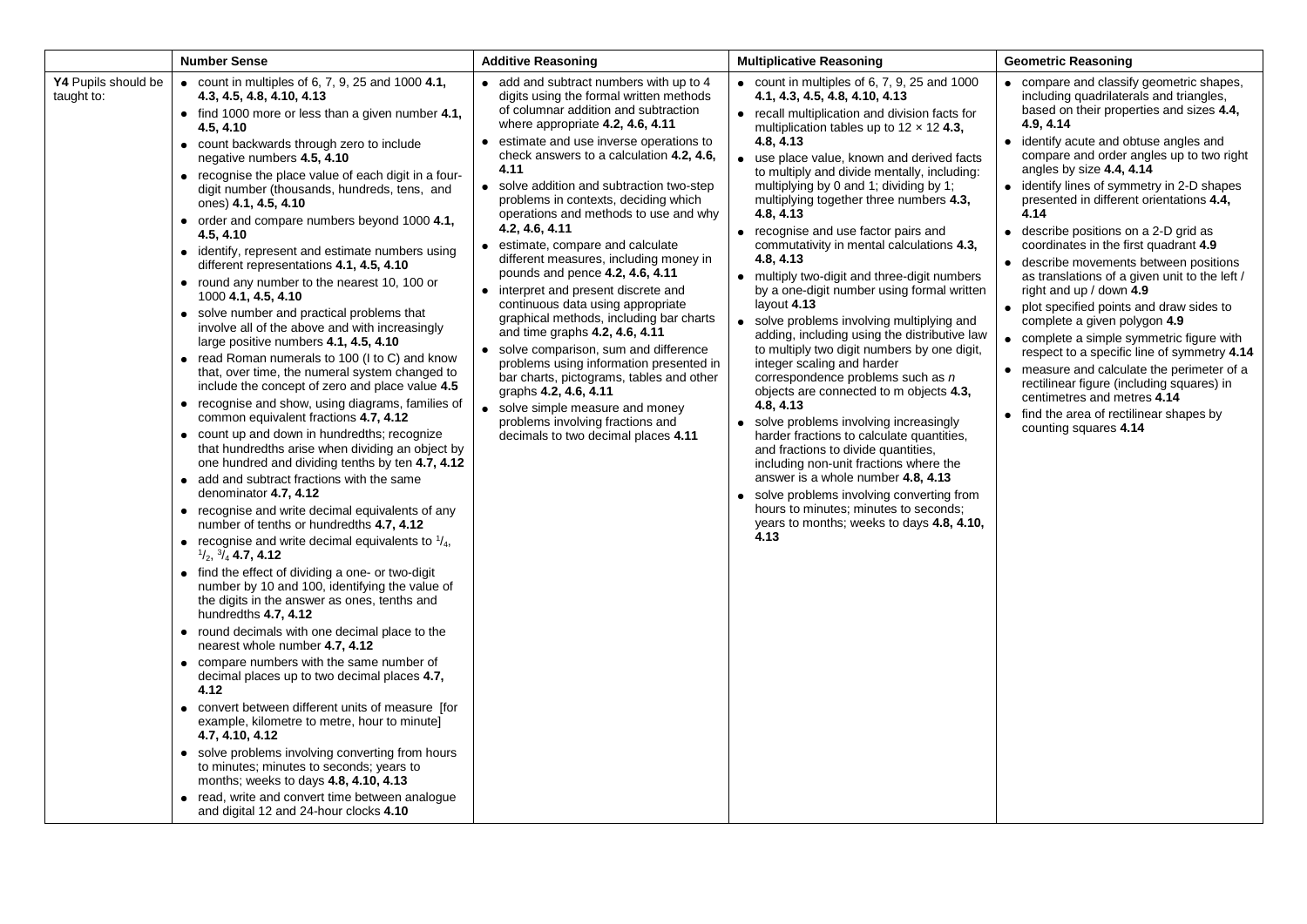| | Number Sense | Additive Reasoning | Multiplicative Reasoning | Geometric Reasoning |
|---|---|---|---|---|
| **Y4** Pupils should be taught to: | • count in multiples of 6, 7, 9, 25 and 1000 **4.1, 4.3, 4.5, 4.8, 4.10, 4.13**<br>• find 1000 more or less than a given number **4.1, 4.5, 4.10**<br>• count backwards through zero to include negative numbers **4.5, 4.10**<br>• recognise the place value of each digit in a four-digit number (thousands, hundreds, tens, and ones) **4.1, 4.5, 4.10**<br>• order and compare numbers beyond 1000 **4.1, 4.5, 4.10**<br>• identify, represent and estimate numbers using different representations **4.1, 4.5, 4.10**<br>• round any number to the nearest 10, 100 or 1000 **4.1, 4.5, 4.10**<br>• solve number and practical problems that involve all of the above and with increasingly large positive numbers **4.1, 4.5, 4.10**<br>• read Roman numerals to 100 (I to C) and know that, over time, the numeral system changed to include the concept of zero and place value **4.5**<br>• recognise and show, using diagrams, families of common equivalent fractions **4.7, 4.12**<br>• count up and down in hundredths; recognize that hundredths arise when dividing an object by one hundred and dividing tenths by ten **4.7, 4.12**<br>• add and subtract fractions with the same denominator **4.7, 4.12**<br>• recognise and write decimal equivalents of any number of tenths or hundredths **4.7, 4.12**<br>• recognise and write decimal equivalents to $^1/_4$, $^1/_2$, $^3/_4$ **4.7, 4.12**<br>• find the effect of dividing a one- or two-digit number by 10 and 100, identifying the value of the digits in the answer as ones, tenths and hundredths **4.7, 4.12**<br>• round decimals with one decimal place to the nearest whole number **4.7, 4.12**<br>• compare numbers with the same number of decimal places up to two decimal places **4.7, 4.12**<br>• convert between different units of measure [for example, kilometre to metre, hour to minute] **4.7, 4.10, 4.12**<br>• solve problems involving converting from hours to minutes; minutes to seconds; years to months; weeks to days **4.8, 4.10, 4.13**<br>• read, write and convert time between analogue and digital 12 and 24-hour clocks **4.10** | • add and subtract numbers with up to 4 digits using the formal written methods of columnar addition and subtraction where appropriate **4.2, 4.6, 4.11**<br>• estimate and use inverse operations to check answers to a calculation **4.2, 4.6, 4.11**<br>• solve addition and subtraction two-step problems in contexts, deciding which operations and methods to use and why **4.2, 4.6, 4.11**<br>• estimate, compare and calculate different measures, including money in pounds and pence **4.2, 4.6, 4.11**<br>• interpret and present discrete and continuous data using appropriate graphical methods, including bar charts and time graphs **4.2, 4.6, 4.11**<br>• solve comparison, sum and difference problems using information presented in bar charts, pictograms, tables and other graphs **4.2, 4.6, 4.11**<br>• solve simple measure and money problems involving fractions and decimals to two decimal places **4.11** | • count in multiples of 6, 7, 9, 25 and 1000 **4.1, 4.3, 4.5, 4.8, 4.10, 4.13**<br>• recall multiplication and division facts for multiplication tables up to 12 × 12 **4.3, 4.8, 4.13**<br>• use place value, known and derived facts to multiply and divide mentally, including: multiplying by 0 and 1; dividing by 1; multiplying together three numbers **4.3, 4.8, 4.13**<br>• recognise and use factor pairs and commutativity in mental calculations **4.3, 4.8, 4.13**<br>• multiply two-digit and three-digit numbers by a one-digit number using formal written layout **4.13**<br>• solve problems involving multiplying and adding, including using the distributive law to multiply two digit numbers by one digit, integer scaling and harder correspondence problems such as *n* objects are connected to m objects **4.3, 4.8, 4.13**<br>• solve problems involving increasingly harder fractions to calculate quantities, and fractions to divide quantities, including non-unit fractions where the answer is a whole number **4.8, 4.13**<br>• solve problems involving converting from hours to minutes; minutes to seconds; years to months; weeks to days **4.8, 4.10, 4.13** | • compare and classify geometric shapes, including quadrilaterals and triangles, based on their properties and sizes **4.4, 4.9, 4.14**<br>• identify acute and obtuse angles and compare and order angles up to two right angles by size **4.4, 4.14**<br>• identify lines of symmetry in 2-D shapes presented in different orientations **4.4, 4.14**<br>• describe positions on a 2-D grid as coordinates in the first quadrant **4.9**<br>• describe movements between positions as translations of a given unit to the left / right and up / down **4.9**<br>• plot specified points and draw sides to complete a given polygon **4.9**<br>• complete a simple symmetric figure with respect to a specific line of symmetry **4.14**<br>• measure and calculate the perimeter of a rectilinear figure (including squares) in centimetres and metres **4.14**<br>• find the area of rectilinear shapes by counting squares **4.14** |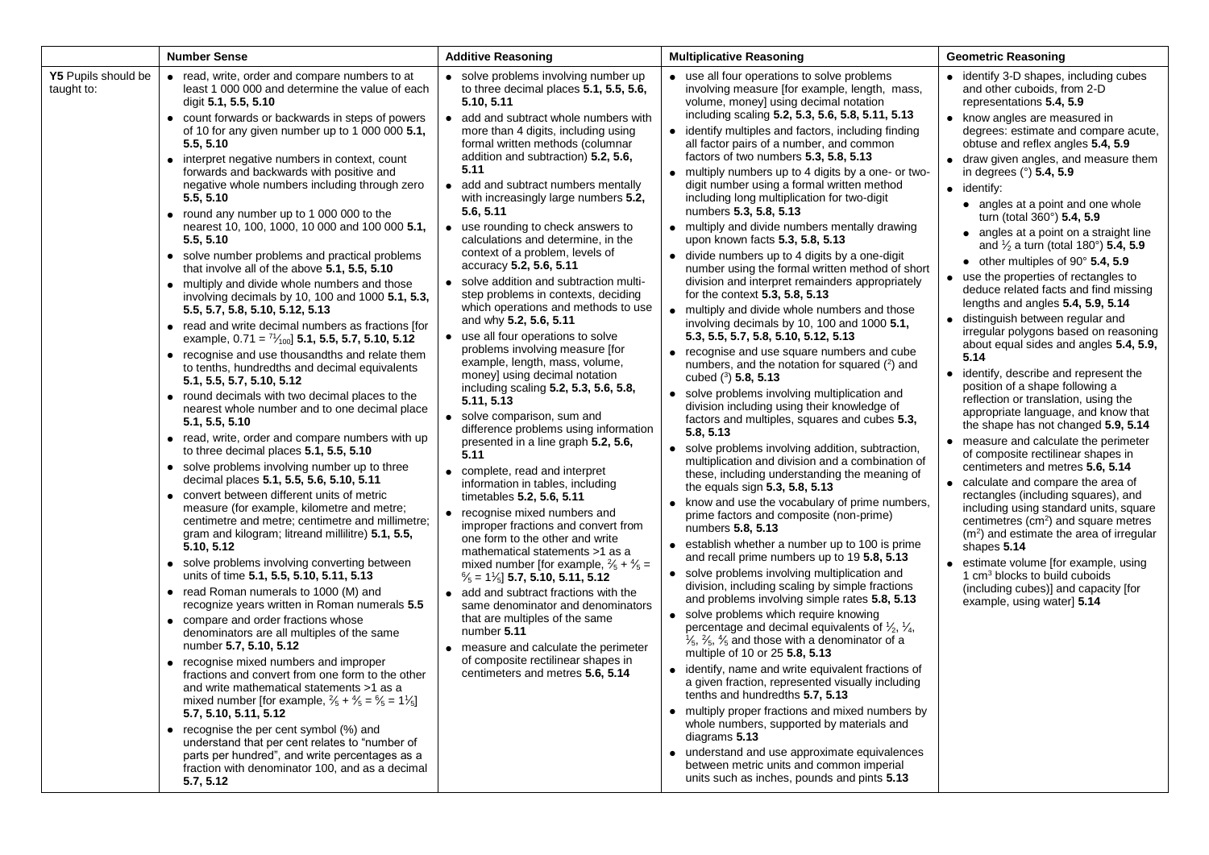| | Number Sense | Additive Reasoning | Multiplicative Reasoning | Geometric Reasoning |
|---|---|---|---|---|
| **Y5** Pupils should be taught to: | • read, write, order and compare numbers to at least 1 000 000 and determine the value of each digit **5.1, 5.5, 5.10**<br>• count forwards or backwards in steps of powers of 10 for any given number up to 1 000 000 **5.1, 5.5, 5.10**<br>• interpret negative numbers in context, count forwards and backwards with positive and negative whole numbers including through zero **5.5, 5.10**<br>• round any number up to 1 000 000 to the nearest 10, 100, 1000, 10 000 and 100 000 **5.1, 5.5, 5.10**<br>• solve number problems and practical problems that involve all of the above **5.1, 5.5, 5.10**<br>• multiply and divide whole numbers and those involving decimals by 10, 100 and 1000 **5.1, 5.3, 5.5, 5.7, 5.8, 5.10, 5.12, 5.13**<br>• read and write decimal numbers as fractions [for example, $0.71 = \frac{71}{100}$] **5.1, 5.5, 5.7, 5.10, 5.12**<br>• recognise and use thousandths and relate them to tenths, hundredths and decimal equivalents **5.1, 5.5, 5.7, 5.10, 5.12**<br>• round decimals with two decimal places to the nearest whole number and to one decimal place **5.1, 5.5, 5.10**<br>• read, write, order and compare numbers with up to three decimal places **5.1, 5.5, 5.10**<br>• solve problems involving number up to three decimal places **5.1, 5.5, 5.6, 5.10, 5.11**<br>• convert between different units of metric measure (for example, kilometre and metre; centimetre and metre; centimetre and millimetre; gram and kilogram; litreand millilitre) **5.1, 5.5, 5.10, 5.12**<br>• solve problems involving converting between units of time **5.1, 5.5, 5.10, 5.11, 5.13**<br>• read Roman numerals to 1000 (M) and recognize years written in Roman numerals **5.5**<br>• compare and order fractions whose denominators are all multiples of the same number **5.7, 5.10, 5.12**<br>• recognise mixed numbers and improper fractions and convert from one form to the other and write mathematical statements >1 as a mixed number [for example, $\frac{2}{5} + \frac{4}{5} = \frac{6}{5} = 1\frac{1}{5}$] **5.7, 5.10, 5.11, 5.12**<br>• recognise the per cent symbol (%) and understand that per cent relates to "number of parts per hundred", and write percentages as a fraction with denominator 100, and as a decimal **5.7, 5.12** | • solve problems involving number up to three decimal places **5.1, 5.5, 5.6, 5.10, 5.11**<br>• add and subtract whole numbers with more than 4 digits, including using formal written methods (columnar addition and subtraction) **5.2, 5.6, 5.11**<br>• add and subtract numbers mentally with increasingly large numbers **5.2, 5.6, 5.11**<br>• use rounding to check answers to calculations and determine, in the context of a problem, levels of accuracy **5.2, 5.6, 5.11**<br>• solve addition and subtraction multi-step problems in contexts, deciding which operations and methods to use and why **5.2, 5.6, 5.11**<br>• use all four operations to solve problems involving measure [for example, length, mass, volume, money] using decimal notation including scaling **5.2, 5.3, 5.6, 5.8, 5.11, 5.13**<br>• solve comparison, sum and difference problems using information presented in a line graph **5.2, 5.6, 5.11**<br>• complete, read and interpret information in tables, including timetables **5.2, 5.6, 5.11**<br>• recognise mixed numbers and improper fractions and convert from one form to the other and write mathematical statements >1 as a mixed number [for example, $\frac{2}{5} + \frac{4}{5} = \frac{6}{5} = 1\frac{1}{5}$] **5.7, 5.10, 5.11, 5.12**<br>• add and subtract fractions with the same denominator and denominators that are multiples of the same number **5.11**<br>• measure and calculate the perimeter of composite rectilinear shapes in centimeters and metres **5.6, 5.14** | • use all four operations to solve problems involving measure [for example, length, mass, volume, money] using decimal notation including scaling **5.2, 5.3, 5.6, 5.8, 5.11, 5.13**<br>• identify multiples and factors, including finding all factor pairs of a number, and common factors of two numbers **5.3, 5.8, 5.13**<br>• multiply numbers up to 4 digits by a one- or two-digit number using a formal written method including long multiplication for two-digit numbers **5.3, 5.8, 5.13**<br>• multiply and divide numbers mentally drawing upon known facts **5.3, 5.8, 5.13**<br>• divide numbers up to 4 digits by a one-digit number using the formal written method of short division and interpret remainders appropriately for the context **5.3, 5.8, 5.13**<br>• multiply and divide whole numbers and those involving decimals by 10, 100 and 1000 **5.1, 5.3, 5.5, 5.7, 5.8, 5.10, 5.12, 5.13**<br>• recognise and use square numbers and cube numbers, and the notation for squared ($^2$) and cubed ($^3$) **5.8, 5.13**<br>• solve problems involving multiplication and division including using their knowledge of factors and multiples, squares and cubes **5.3, 5.8, 5.13**<br>• solve problems involving addition, subtraction, multiplication and division and a combination of these, including understanding the meaning of the equals sign **5.3, 5.8, 5.13**<br>• know and use the vocabulary of prime numbers, prime factors and composite (non-prime) numbers **5.8, 5.13**<br>• establish whether a number up to 100 is prime and recall prime numbers up to 19 **5.8, 5.13**<br>• solve problems involving multiplication and division, including scaling by simple fractions and problems involving simple rates **5.8, 5.13**<br>• solve problems which require knowing percentage and decimal equivalents of $\frac{1}{2}$, $\frac{1}{4}$, $\frac{1}{5}$, $\frac{2}{5}$, $\frac{4}{5}$ and those with a denominator of a multiple of 10 or 25 **5.8, 5.13**<br>• identify, name and write equivalent fractions of a given fraction, represented visually including tenths and hundredths **5.7, 5.13**<br>• multiply proper fractions and mixed numbers by whole numbers, supported by materials and diagrams **5.13**<br>• understand and use approximate equivalences between metric units and common imperial units such as inches, pounds and pints **5.13** | • identify 3-D shapes, including cubes and other cuboids, from 2-D representations **5.4, 5.9**<br>• know angles are measured in degrees: estimate and compare acute, obtuse and reflex angles **5.4, 5.9**<br>• draw given angles, and measure them in degrees (°) **5.4, 5.9**<br>• identify:<br>  • angles at a point and one whole turn (total 360°) **5.4, 5.9**<br>  • angles at a point on a straight line and $\frac{1}{2}$ a turn (total 180°) **5.4, 5.9**<br>  • other multiples of 90° **5.4, 5.9**<br>• use the properties of rectangles to deduce related facts and find missing lengths and angles **5.4, 5.9, 5.14**<br>• distinguish between regular and irregular polygons based on reasoning about equal sides and angles **5.4, 5.9, 5.14**<br>• identify, describe and represent the position of a shape following a reflection or translation, using the appropriate language, and know that the shape has not changed **5.9, 5.14**<br>• measure and calculate the perimeter of composite rectilinear shapes in centimeters and metres **5.6, 5.14**<br>• calculate and compare the area of rectangles (including squares), and including using standard units, square centimetres ($cm^2$) and square metres ($m^2$) and estimate the area of irregular shapes **5.14**<br>• estimate volume [for example, using 1 $cm^3$ blocks to build cuboids (including cubes)] and capacity [for example, using water] **5.14** |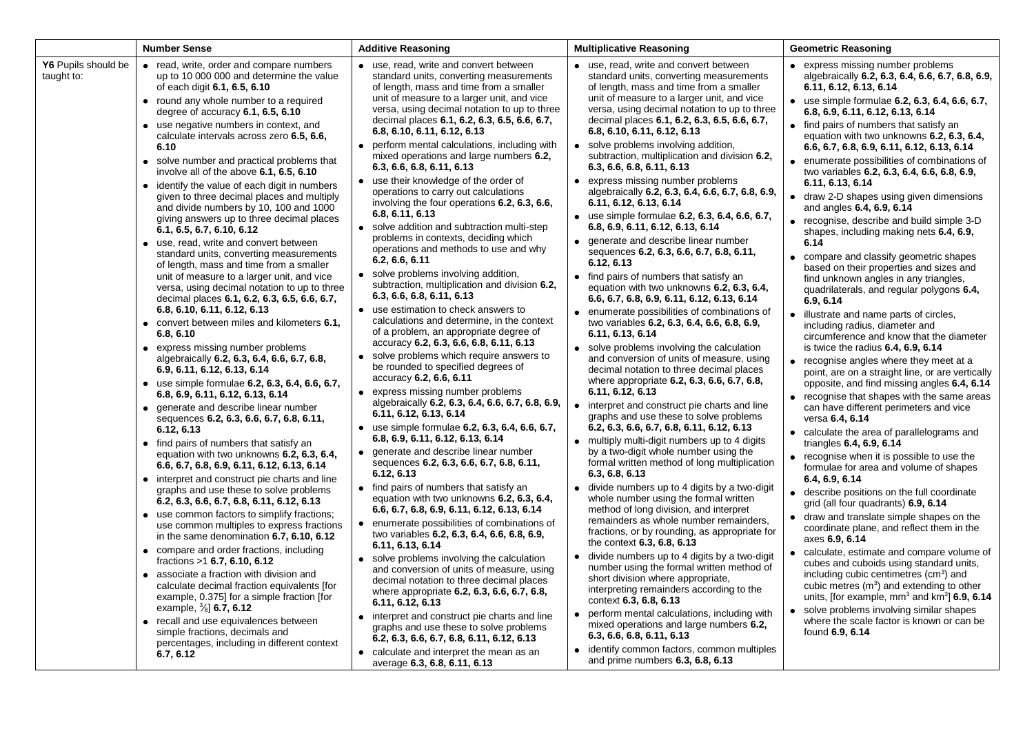| | Number Sense | Additive Reasoning | Multiplicative Reasoning | Geometric Reasoning |
|---|---|---|---|---|
| **Y6** Pupils should be taught to: | • read, write, order and compare numbers up to 10 000 000 and determine the value of each digit **6.1, 6.5, 6.10**<br>• round any whole number to a required degree of accuracy **6.1, 6.5, 6.10**<br>• use negative numbers in context, and calculate intervals across zero **6.5, 6.6, 6.10**<br>• solve number and practical problems that involve all of the above **6.1, 6.5, 6.10**<br>• identify the value of each digit in numbers given to three decimal places and multiply and divide numbers by 10, 100 and 1000 giving answers up to three decimal places **6.1, 6.5, 6.7, 6.10, 6.12**<br>• use, read, write and convert between standard units, converting measurements of length, mass and time from a smaller unit of measure to a larger unit, and vice versa, using decimal notation to up to three decimal places **6.1, 6.2, 6.3, 6.5, 6.6, 6.7, 6.8, 6.10, 6.11, 6.12, 6.13**<br>• convert between miles and kilometers **6.1, 6.8, 6.10**<br>• express missing number problems algebraically **6.2, 6.3, 6.4, 6.6, 6.7, 6.8, 6.9, 6.11, 6.12, 6.13, 6.14**<br>• use simple formulae **6.2, 6.3, 6.4, 6.6, 6.7, 6.8, 6.9, 6.11, 6.12, 6.13, 6.14**<br>• generate and describe linear number sequences **6.2, 6.3, 6.6, 6.7, 6.8, 6.11, 6.12, 6.13**<br>• find pairs of numbers that satisfy an equation with two unknowns **6.2, 6.3, 6.4, 6.6, 6.7, 6.8, 6.9, 6.11, 6.12, 6.13, 6.14**<br>• interpret and construct pie charts and line graphs and use these to solve problems **6.2, 6.3, 6.6, 6.7, 6.8, 6.11, 6.12, 6.13**<br>• use common factors to simplify fractions; use common multiples to express fractions in the same denomination **6.7, 6.10, 6.12**<br>• compare and order fractions, including fractions >1 **6.7, 6.10, 6.12**<br>• associate a fraction with division and calculate decimal fraction equivalents [for example, 0.375] for a simple fraction [for example, $\frac{3}{8}$] **6.7, 6.12**<br>• recall and use equivalences between simple fractions, decimals and percentages, including in different context **6.7, 6.12** | • use, read, write and convert between standard units, converting measurements of length, mass and time from a smaller unit of measure to a larger unit, and vice versa, using decimal notation to up to three decimal places **6.1, 6.2, 6.3, 6.5, 6.6, 6.7, 6.8, 6.10, 6.11, 6.12, 6.13**<br>• perform mental calculations, including with mixed operations and large numbers **6.2, 6.3, 6.6, 6.8, 6.11, 6.13**<br>• use their knowledge of the order of operations to carry out calculations involving the four operations **6.2, 6.3, 6.6, 6.8, 6.11, 6.13**<br>• solve addition and subtraction multi-step problems in contexts, deciding which operations and methods to use and why **6.2, 6.6, 6.11**<br>• solve problems involving addition, subtraction, multiplication and division **6.2, 6.3, 6.6, 6.8, 6.11, 6.13**<br>• use estimation to check answers to calculations and determine, in the context of a problem, an appropriate degree of accuracy **6.2, 6.3, 6.6, 6.8, 6.11, 6.13**<br>• solve problems which require answers to be rounded to specified degrees of accuracy **6.2, 6.6, 6.11**<br>• express missing number problems algebraically **6.2, 6.3, 6.4, 6.6, 6.7, 6.8, 6.9, 6.11, 6.12, 6.13, 6.14**<br>• use simple formulae **6.2, 6.3, 6.4, 6.6, 6.7, 6.8, 6.9, 6.11, 6.12, 6.13, 6.14**<br>• generate and describe linear number sequences **6.2, 6.3, 6.6, 6.7, 6.8, 6.11, 6.12, 6.13**<br>• find pairs of numbers that satisfy an equation with two unknowns **6.2, 6.3, 6.4, 6.6, 6.7, 6.8, 6.9, 6.11, 6.12, 6.13, 6.14**<br>• enumerate possibilities of combinations of two variables **6.2, 6.3, 6.4, 6.6, 6.8, 6.9, 6.11, 6.13, 6.14**<br>• solve problems involving the calculation and conversion of units of measure, using decimal notation to three decimal places where appropriate **6.2, 6.3, 6.6, 6.7, 6.8, 6.11, 6.12, 6.13**<br>• interpret and construct pie charts and line graphs and use these to solve problems **6.2, 6.3, 6.6, 6.7, 6.8, 6.11, 6.12, 6.13**<br>• calculate and interpret the mean as an average **6.3, 6.8, 6.11, 6.13** | • use, read, write and convert between standard units, converting measurements of length, mass and time from a smaller unit of measure to a larger unit, and vice versa, using decimal notation to up to three decimal places **6.1, 6.2, 6.3, 6.5, 6.6, 6.7, 6.8, 6.10, 6.11, 6.12, 6.13**<br>• solve problems involving addition, subtraction, multiplication and division **6.2, 6.3, 6.6, 6.8, 6.11, 6.13**<br>• express missing number problems algebraically **6.2, 6.3, 6.4, 6.6, 6.7, 6.8, 6.9, 6.11, 6.12, 6.13, 6.14**<br>• use simple formulae **6.2, 6.3, 6.4, 6.6, 6.7, 6.8, 6.9, 6.11, 6.12, 6.13, 6.14**<br>• generate and describe linear number sequences **6.2, 6.3, 6.6, 6.7, 6.8, 6.11, 6.12, 6.13**<br>• find pairs of numbers that satisfy an equation with two unknowns **6.2, 6.3, 6.4, 6.6, 6.7, 6.8, 6.9, 6.11, 6.12, 6.13, 6.14**<br>• enumerate possibilities of combinations of two variables **6.2, 6.3, 6.4, 6.6, 6.8, 6.9, 6.11, 6.13, 6.14**<br>• solve problems involving the calculation and conversion of units of measure, using decimal notation to three decimal places where appropriate **6.2, 6.3, 6.6, 6.7, 6.8, 6.11, 6.12, 6.13**<br>• interpret and construct pie charts and line graphs and use these to solve problems **6.2, 6.3, 6.6, 6.7, 6.8, 6.11, 6.12, 6.13**<br>• multiply multi-digit numbers up to 4 digits by a two-digit whole number using the formal written method of long multiplication **6.3, 6.8, 6.13**<br>• divide numbers up to 4 digits by a two-digit whole number using the formal written method of long division, and interpret remainders as whole number remainders, fractions, or by rounding, as appropriate for the context **6.3, 6.8, 6.13**<br>• divide numbers up to 4 digits by a two-digit number using the formal written method of short division where appropriate, interpreting remainders according to the context **6.3, 6.8, 6.13**<br>• perform mental calculations, including with mixed operations and large numbers **6.2, 6.3, 6.6, 6.8, 6.11, 6.13**<br>• identify common factors, common multiples and prime numbers **6.3, 6.8, 6.13** | • express missing number problems algebraically **6.2, 6.3, 6.4, 6.6, 6.7, 6.8, 6.9, 6.11, 6.12, 6.13, 6.14**<br>• use simple formulae **6.2, 6.3, 6.4, 6.6, 6.7, 6.8, 6.9, 6.11, 6.12, 6.13, 6.14**<br>• find pairs of numbers that satisfy an equation with two unknowns **6.2, 6.3, 6.4, 6.6, 6.7, 6.8, 6.9, 6.11, 6.12, 6.13, 6.14**<br>• enumerate possibilities of combinations of two variables **6.2, 6.3, 6.4, 6.6, 6.8, 6.9, 6.11, 6.13, 6.14**<br>• draw 2-D shapes using given dimensions and angles **6.4, 6.9, 6.14**<br>• recognise, describe and build simple 3-D shapes, including making nets **6.4, 6.9, 6.14**<br>• compare and classify geometric shapes based on their properties and sizes and find unknown angles in any triangles, quadrilaterals, and regular polygons **6.4, 6.9, 6.14**<br>• illustrate and name parts of circles, including radius, diameter and circumference and know that the diameter is twice the radius **6.4, 6.9, 6.14**<br>• recognise angles where they meet at a point, are on a straight line, or are vertically opposite, and find missing angles **6.4, 6.14**<br>• recognise that shapes with the same areas can have different perimeters and vice versa **6.4, 6.14**<br>• calculate the area of parallelograms and triangles **6.4, 6.9, 6.14**<br>• recognise when it is possible to use the formulae for area and volume of shapes **6.4, 6.9, 6.14**<br>• describe positions on the full coordinate grid (all four quadrants) **6.9, 6.14**<br>• draw and translate simple shapes on the coordinate plane, and reflect them in the axes **6.9, 6.14**<br>• calculate, estimate and compare volume of cubes and cuboids using standard units, including cubic centimetres ($cm^3$) and cubic metres ($m^3$) and extending to other units, [for example, $mm^3$ and $km^3$] **6.9, 6.14**<br>• solve problems involving similar shapes where the scale factor is known or can be found **6.9, 6.14** |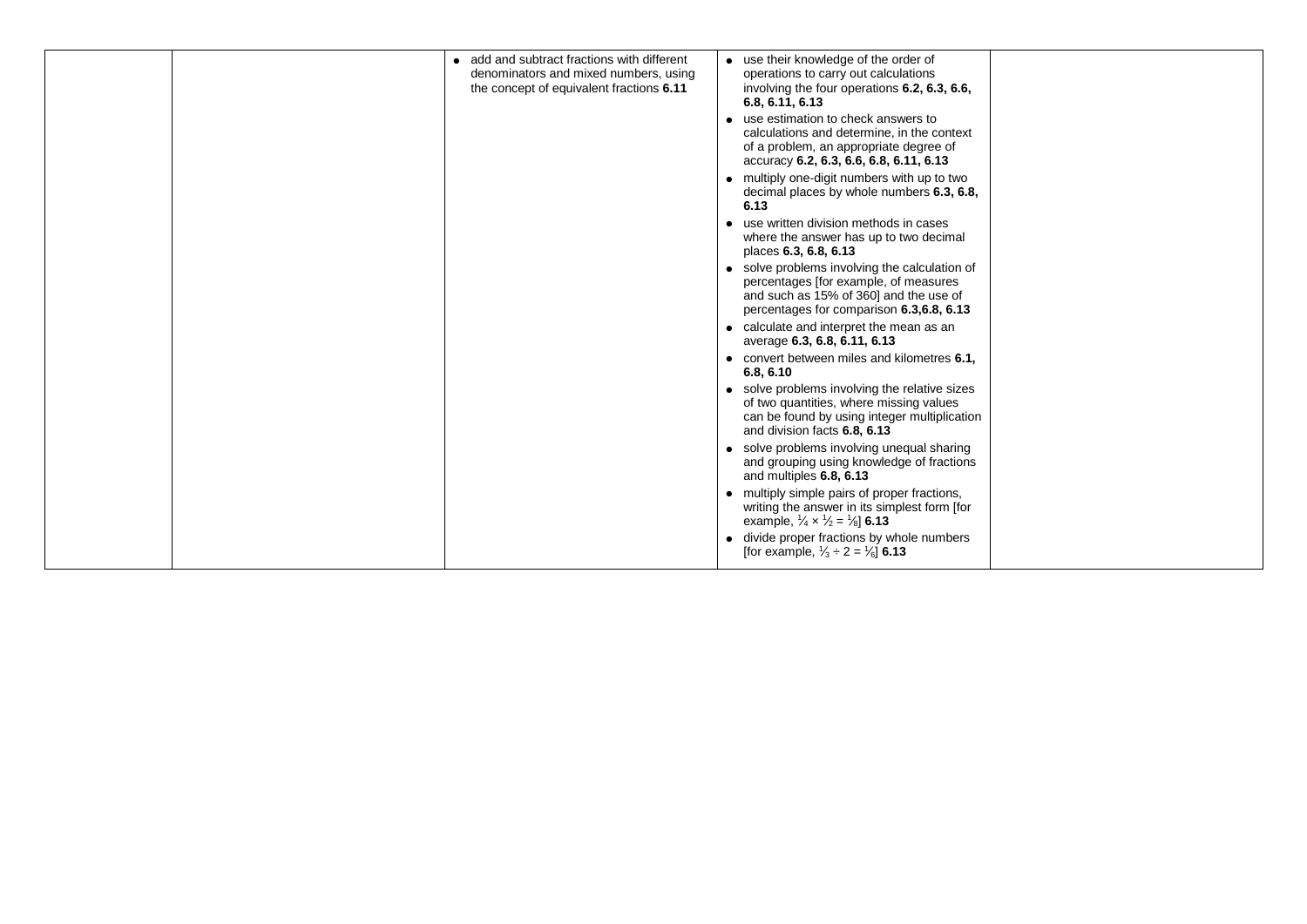| | | | | |
|---|---|---|---|---|
| | | • add and subtract fractions with different denominators and mixed numbers, using the concept of equivalent fractions **6.11** | • use their knowledge of the order of operations to carry out calculations involving the four operations **6.2, 6.3, 6.6, 6.8, 6.11, 6.13**<br>• use estimation to check answers to calculations and determine, in the context of a problem, an appropriate degree of accuracy **6.2, 6.3, 6.6, 6.8, 6.11, 6.13**<br>• multiply one-digit numbers with up to two decimal places by whole numbers **6.3, 6.8, 6.13**<br>• use written division methods in cases where the answer has up to two decimal places **6.3, 6.8, 6.13**<br>• solve problems involving the calculation of percentages [for example, of measures and such as 15% of 360] and the use of percentages for comparison **6.3,6.8, 6.13**<br>• calculate and interpret the mean as an average **6.3, 6.8, 6.11, 6.13**<br>• convert between miles and kilometres **6.1, 6.8, 6.10**<br>• solve problems involving the relative sizes of two quantities, where missing values can be found by using integer multiplication and division facts **6.8, 6.13**<br>• solve problems involving unequal sharing and grouping using knowledge of fractions and multiples **6.8, 6.13**<br>• multiply simple pairs of proper fractions, writing the answer in its simplest form [for example, $\frac{1}{4} \times \frac{1}{2} = \frac{1}{8}$] **6.13**<br>• divide proper fractions by whole numbers [for example, $\frac{1}{3} \div 2 = \frac{1}{6}$] **6.13** | |